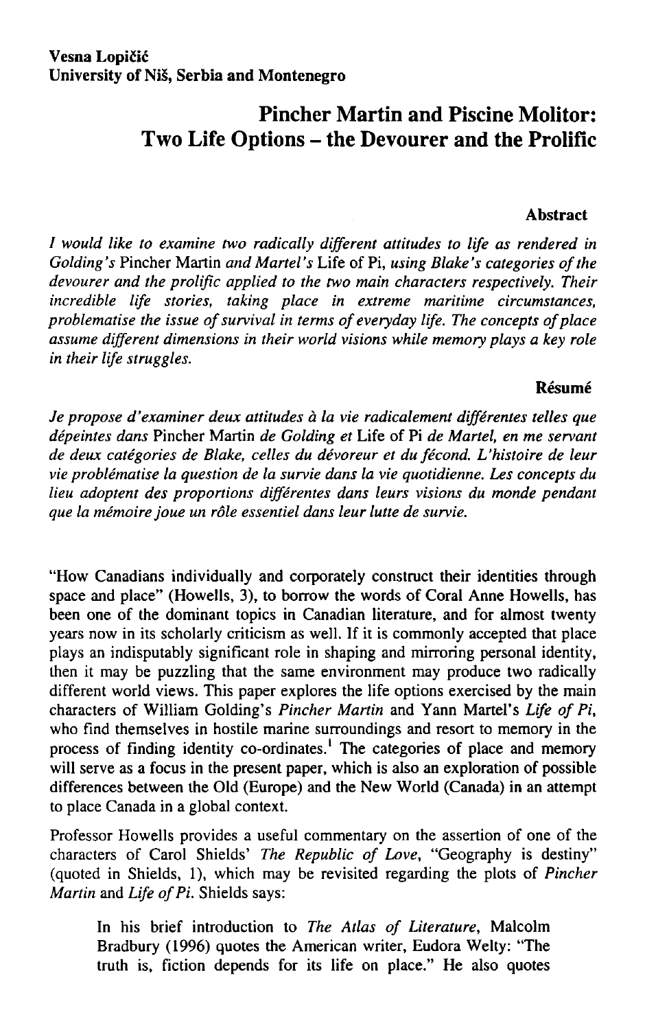**Vesna Lopičić**
**University of Niš, Serbia and Montenegro**

# Pincher Martin and Piscine Molitor: Two Life Options – the Devourer and the Prolific

### Abstract

*I would like to examine two radically different attitudes to life as rendered in Golding's* Pincher Martin *and Martel's* Life of Pi, *using Blake's categories of the devourer and the prolific applied to the two main characters respectively. Their incredible life stories, taking place in extreme maritime circumstances, problematise the issue of survival in terms of everyday life. The concepts of place assume different dimensions in their world visions while memory plays a key role in their life struggles.*

### Résumé

*Je propose d'examiner deux attitudes à la vie radicalement différentes telles que dépeintes dans* Pincher Martin *de Golding et* Life of Pi *de Martel, en me servant de deux catégories de Blake, celles du dévoreur et du fécond. L'histoire de leur vie problématise la question de la survie dans la vie quotidienne. Les concepts du lieu adoptent des proportions différentes dans leurs visions du monde pendant que la mémoire joue un rôle essentiel dans leur lutte de survie.*

"How Canadians individually and corporately construct their identities through space and place" (Howells, 3), to borrow the words of Coral Anne Howells, has been one of the dominant topics in Canadian literature, and for almost twenty years now in its scholarly criticism as well. If it is commonly accepted that place plays an indisputably significant role in shaping and mirroring personal identity, then it may be puzzling that the same environment may produce two radically different world views. This paper explores the life options exercised by the main characters of William Golding's *Pincher Martin* and Yann Martel's *Life of Pi*, who find themselves in hostile marine surroundings and resort to memory in the process of finding identity co-ordinates.[1] The categories of place and memory will serve as a focus in the present paper, which is also an exploration of possible differences between the Old (Europe) and the New World (Canada) in an attempt to place Canada in a global context.

Professor Howells provides a useful commentary on the assertion of one of the characters of Carol Shields' *The Republic of Love*, "Geography is destiny" (quoted in Shields, 1), which may be revisited regarding the plots of *Pincher Martin* and *Life of Pi*. Shields says:

> In his brief introduction to *The Atlas of Literature*, Malcolm Bradbury (1996) quotes the American writer, Eudora Welty: "The truth is, fiction depends for its life on place." He also quotes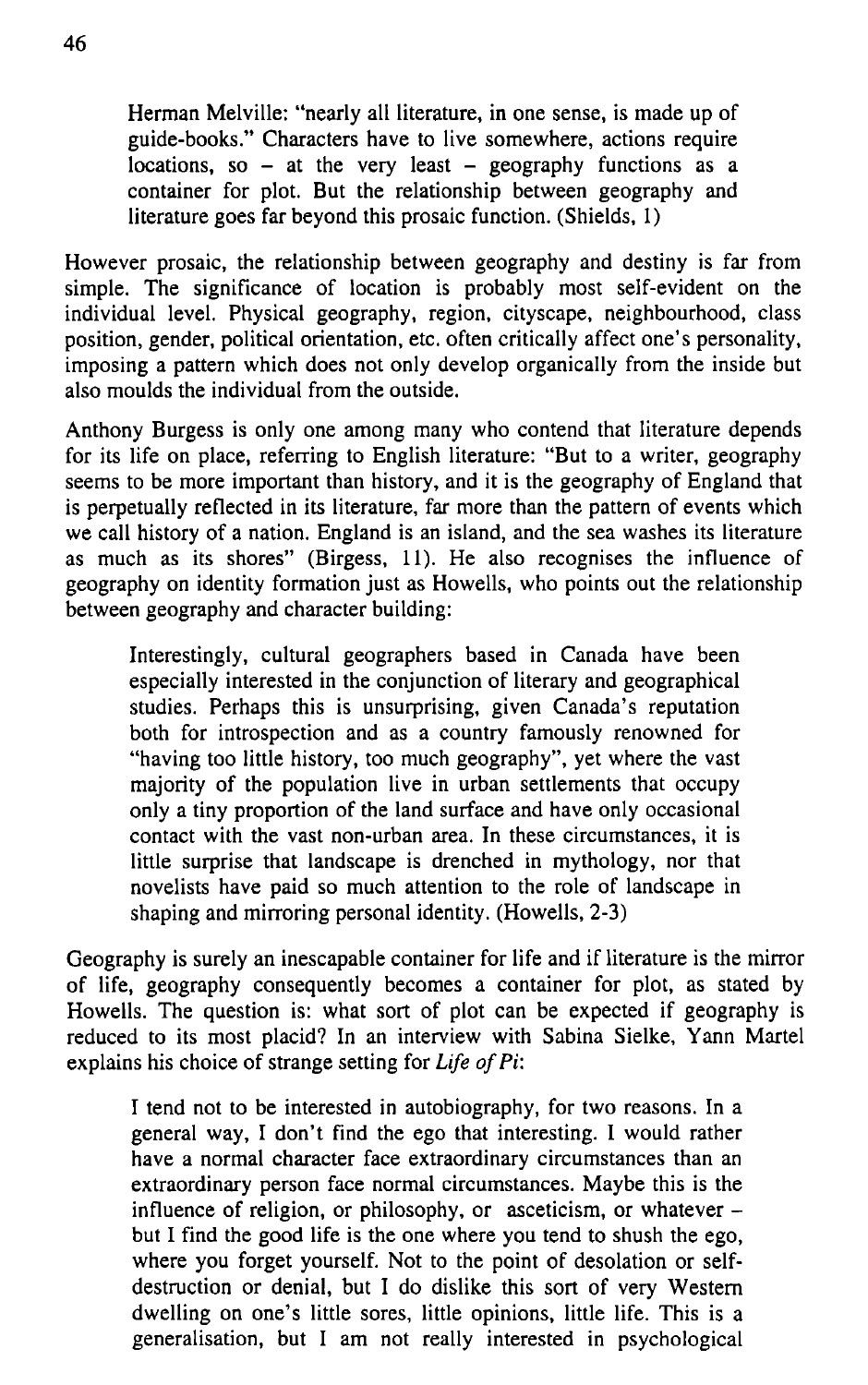> Herman Melville: "nearly all literature, in one sense, is made up of guide-books." Characters have to live somewhere, actions require locations, so – at the very least – geography functions as a container for plot. But the relationship between geography and literature goes far beyond this prosaic function. (Shields, 1)

However prosaic, the relationship between geography and destiny is far from simple. The significance of location is probably most self-evident on the individual level. Physical geography, region, cityscape, neighbourhood, class position, gender, political orientation, etc. often critically affect one's personality, imposing a pattern which does not only develop organically from the inside but also moulds the individual from the outside.

Anthony Burgess is only one among many who contend that literature depends for its life on place, referring to English literature: "But to a writer, geography seems to be more important than history, and it is the geography of England that is perpetually reflected in its literature, far more than the pattern of events which we call history of a nation. England is an island, and the sea washes its literature as much as its shores" (Birgess, 11). He also recognises the influence of geography on identity formation just as Howells, who points out the relationship between geography and character building:

> Interestingly, cultural geographers based in Canada have been especially interested in the conjunction of literary and geographical studies. Perhaps this is unsurprising, given Canada's reputation both for introspection and as a country famously renowned for "having too little history, too much geography", yet where the vast majority of the population live in urban settlements that occupy only a tiny proportion of the land surface and have only occasional contact with the vast non-urban area. In these circumstances, it is little surprise that landscape is drenched in mythology, nor that novelists have paid so much attention to the role of landscape in shaping and mirroring personal identity. (Howells, 2-3)

Geography is surely an inescapable container for life and if literature is the mirror of life, geography consequently becomes a container for plot, as stated by Howells. The question is: what sort of plot can be expected if geography is reduced to its most placid? In an interview with Sabina Sielke, Yann Martel explains his choice of strange setting for *Life of Pi*:

> I tend not to be interested in autobiography, for two reasons. In a general way, I don't find the ego that interesting. I would rather have a normal character face extraordinary circumstances than an extraordinary person face normal circumstances. Maybe this is the influence of religion, or philosophy, or asceticism, or whatever – but I find the good life is the one where you tend to shush the ego, where you forget yourself. Not to the point of desolation or self-destruction or denial, but I do dislike this sort of very Western dwelling on one's little sores, little opinions, little life. This is a generalisation, but I am not really interested in psychological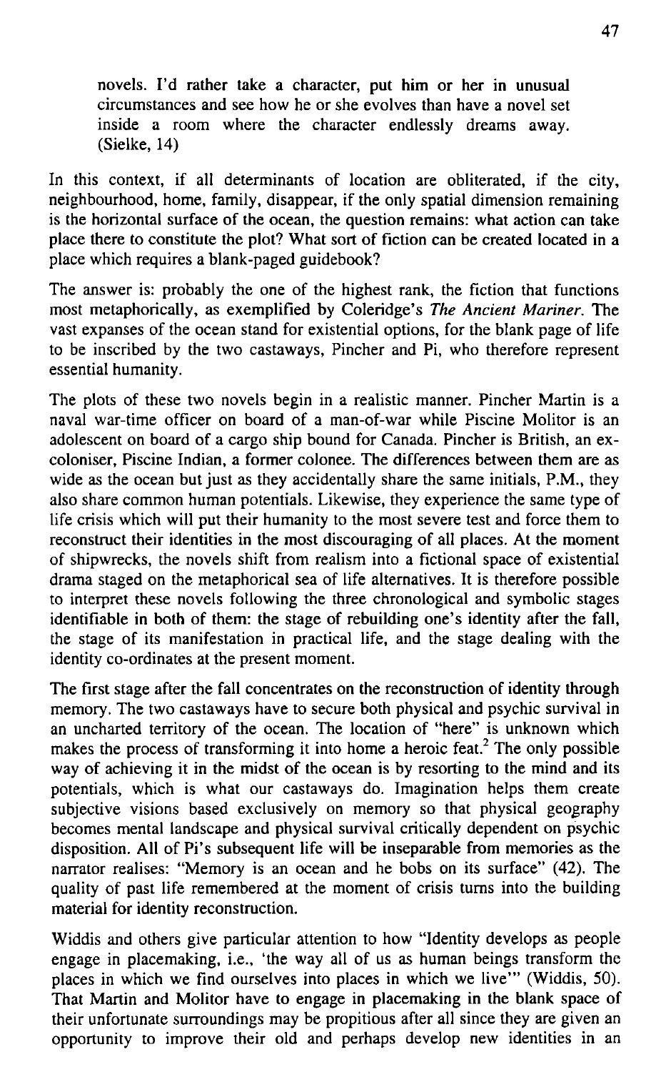> novels. I'd rather take a character, put him or her in unusual circumstances and see how he or she evolves than have a novel set inside a room where the character endlessly dreams away. (Sielke, 14)

In this context, if all determinants of location are obliterated, if the city, neighbourhood, home, family, disappear, if the only spatial dimension remaining is the horizontal surface of the ocean, the question remains: what action can take place there to constitute the plot? What sort of fiction can be created located in a place which requires a blank-paged guidebook?

The answer is: probably the one of the highest rank, the fiction that functions most metaphorically, as exemplified by Coleridge's *The Ancient Mariner*. The vast expanses of the ocean stand for existential options, for the blank page of life to be inscribed by the two castaways, Pincher and Pi, who therefore represent essential humanity.

The plots of these two novels begin in a realistic manner. Pincher Martin is a naval war-time officer on board of a man-of-war while Piscine Molitor is an adolescent on board of a cargo ship bound for Canada. Pincher is British, an ex-coloniser, Piscine Indian, a former colonee. The differences between them are as wide as the ocean but just as they accidentally share the same initials, P.M., they also share common human potentials. Likewise, they experience the same type of life crisis which will put their humanity to the most severe test and force them to reconstruct their identities in the most discouraging of all places. At the moment of shipwrecks, the novels shift from realism into a fictional space of existential drama staged on the metaphorical sea of life alternatives. It is therefore possible to interpret these novels following the three chronological and symbolic stages identifiable in both of them: the stage of rebuilding one's identity after the fall, the stage of its manifestation in practical life, and the stage dealing with the identity co-ordinates at the present moment.

The first stage after the fall concentrates on the reconstruction of identity through memory. The two castaways have to secure both physical and psychic survival in an uncharted territory of the ocean. The location of "here" is unknown which makes the process of transforming it into home a heroic feat.[2] The only possible way of achieving it in the midst of the ocean is by resorting to the mind and its potentials, which is what our castaways do. Imagination helps them create subjective visions based exclusively on memory so that physical geography becomes mental landscape and physical survival critically dependent on psychic disposition. All of Pi's subsequent life will be inseparable from memories as the narrator realises: "Memory is an ocean and he bobs on its surface" (42). The quality of past life remembered at the moment of crisis turns into the building material for identity reconstruction.

Widdis and others give particular attention to how "Identity develops as people engage in placemaking, i.e., 'the way all of us as human beings transform the places in which we find ourselves into places in which we live'" (Widdis, 50). That Martin and Molitor have to engage in placemaking in the blank space of their unfortunate surroundings may be propitious after all since they are given an opportunity to improve their old and perhaps develop new identities in an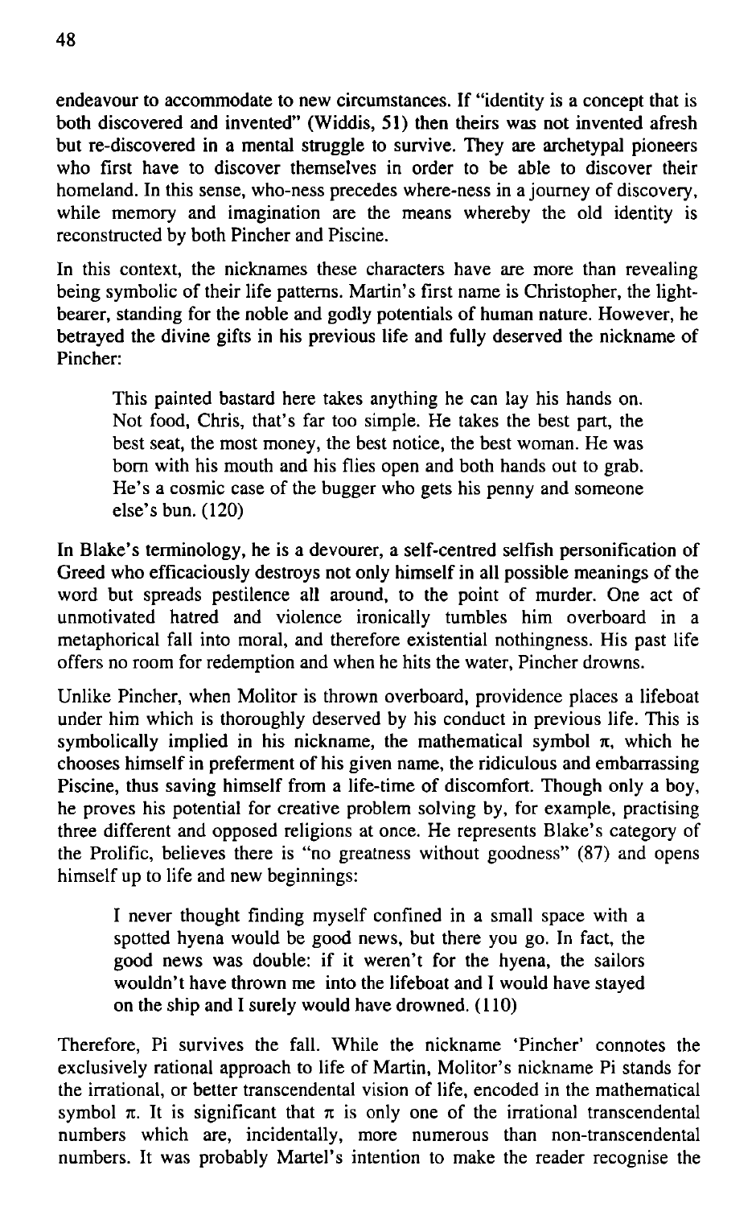endeavour to accommodate to new circumstances. If "identity is a concept that is both discovered and invented" (Widdis, 51) then theirs was not invented afresh but re-discovered in a mental struggle to survive. They are archetypal pioneers who first have to discover themselves in order to be able to discover their homeland. In this sense, who-ness precedes where-ness in a journey of discovery, while memory and imagination are the means whereby the old identity is reconstructed by both Pincher and Piscine.

In this context, the nicknames these characters have are more than revealing being symbolic of their life patterns. Martin's first name is Christopher, the light-bearer, standing for the noble and godly potentials of human nature. However, he betrayed the divine gifts in his previous life and fully deserved the nickname of Pincher:

> This painted bastard here takes anything he can lay his hands on. Not food, Chris, that's far too simple. He takes the best part, the best seat, the most money, the best notice, the best woman. He was born with his mouth and his flies open and both hands out to grab. He's a cosmic case of the bugger who gets his penny and someone else's bun. (120)

In Blake's terminology, he is a devourer, a self-centred selfish personification of Greed who efficaciously destroys not only himself in all possible meanings of the word but spreads pestilence all around, to the point of murder. One act of unmotivated hatred and violence ironically tumbles him overboard in a metaphorical fall into moral, and therefore existential nothingness. His past life offers no room for redemption and when he hits the water, Pincher drowns.

Unlike Pincher, when Molitor is thrown overboard, providence places a lifeboat under him which is thoroughly deserved by his conduct in previous life. This is symbolically implied in his nickname, the mathematical symbol $\pi$, which he chooses himself in preferment of his given name, the ridiculous and embarrassing Piscine, thus saving himself from a life-time of discomfort. Though only a boy, he proves his potential for creative problem solving by, for example, practising three different and opposed religions at once. He represents Blake's category of the Prolific, believes there is "no greatness without goodness" (87) and opens himself up to life and new beginnings:

> I never thought finding myself confined in a small space with a spotted hyena would be good news, but there you go. In fact, the good news was double: if it weren't for the hyena, the sailors wouldn't have thrown me into the lifeboat and I would have stayed on the ship and I surely would have drowned. (110)

Therefore, Pi survives the fall. While the nickname 'Pincher' connotes the exclusively rational approach to life of Martin, Molitor's nickname Pi stands for the irrational, or better transcendental vision of life, encoded in the mathematical symbol $\pi$. It is significant that $\pi$ is only one of the irrational transcendental numbers which are, incidentally, more numerous than non-transcendental numbers. It was probably Martel's intention to make the reader recognise the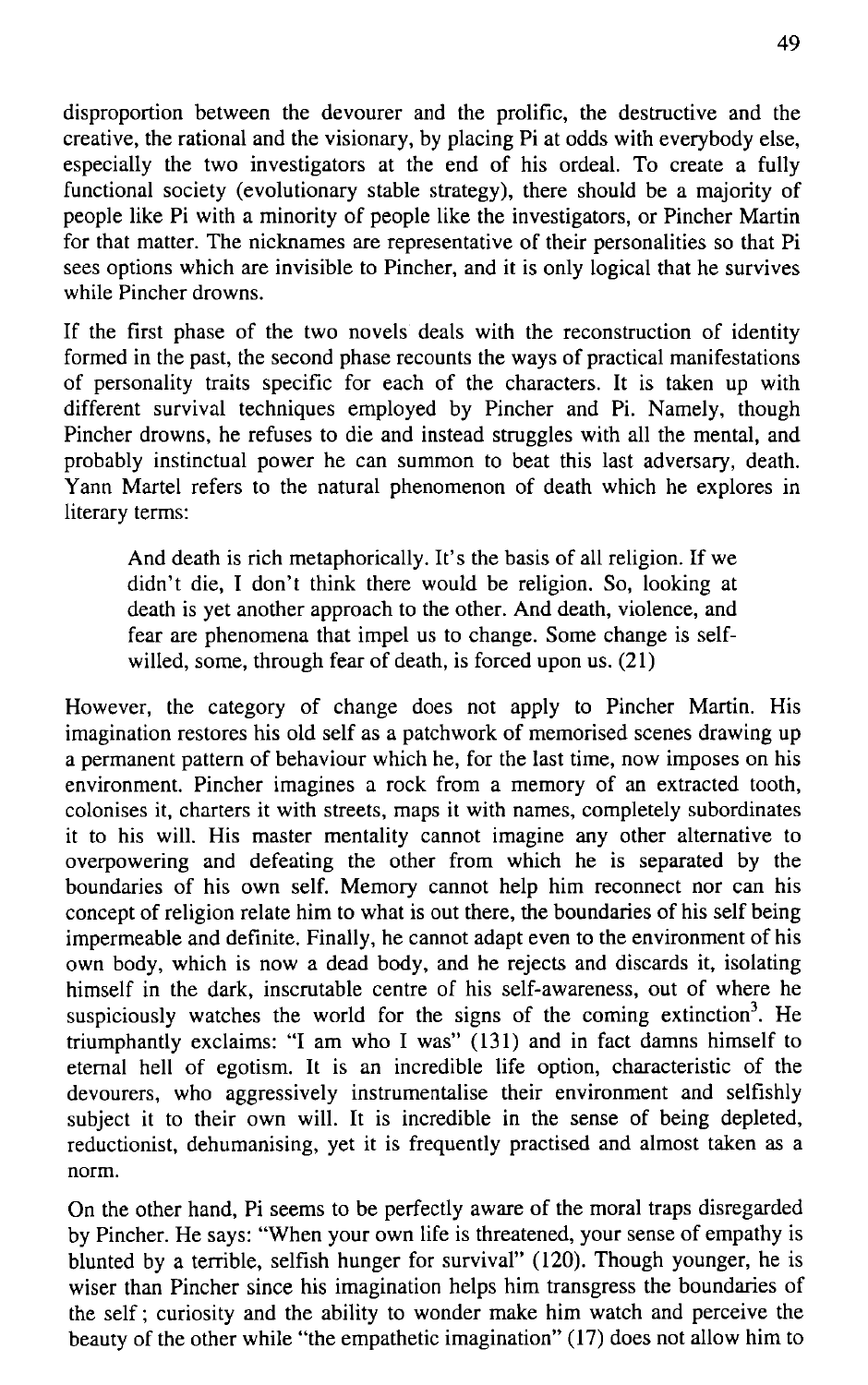disproportion between the devourer and the prolific, the destructive and the creative, the rational and the visionary, by placing Pi at odds with everybody else, especially the two investigators at the end of his ordeal. To create a fully functional society (evolutionary stable strategy), there should be a majority of people like Pi with a minority of people like the investigators, or Pincher Martin for that matter. The nicknames are representative of their personalities so that Pi sees options which are invisible to Pincher, and it is only logical that he survives while Pincher drowns.

If the first phase of the two novels deals with the reconstruction of identity formed in the past, the second phase recounts the ways of practical manifestations of personality traits specific for each of the characters. It is taken up with different survival techniques employed by Pincher and Pi. Namely, though Pincher drowns, he refuses to die and instead struggles with all the mental, and probably instinctual power he can summon to beat this last adversary, death. Yann Martel refers to the natural phenomenon of death which he explores in literary terms:

> And death is rich metaphorically. It's the basis of all religion. If we didn't die, I don't think there would be religion. So, looking at death is yet another approach to the other. And death, violence, and fear are phenomena that impel us to change. Some change is self-willed, some, through fear of death, is forced upon us. (21)

However, the category of change does not apply to Pincher Martin. His imagination restores his old self as a patchwork of memorised scenes drawing up a permanent pattern of behaviour which he, for the last time, now imposes on his environment. Pincher imagines a rock from a memory of an extracted tooth, colonises it, charters it with streets, maps it with names, completely subordinates it to his will. His master mentality cannot imagine any other alternative to overpowering and defeating the other from which he is separated by the boundaries of his own self. Memory cannot help him reconnect nor can his concept of religion relate him to what is out there, the boundaries of his self being impermeable and definite. Finally, he cannot adapt even to the environment of his own body, which is now a dead body, and he rejects and discards it, isolating himself in the dark, inscrutable centre of his self-awareness, out of where he suspiciously watches the world for the signs of the coming extinction[3]. He triumphantly exclaims: "I am who I was" (131) and in fact damns himself to eternal hell of egotism. It is an incredible life option, characteristic of the devourers, who aggressively instrumentalise their environment and selfishly subject it to their own will. It is incredible in the sense of being depleted, reductionist, dehumanising, yet it is frequently practised and almost taken as a norm.

On the other hand, Pi seems to be perfectly aware of the moral traps disregarded by Pincher. He says: "When your own life is threatened, your sense of empathy is blunted by a terrible, selfish hunger for survival" (120). Though younger, he is wiser than Pincher since his imagination helps him transgress the boundaries of the self ; curiosity and the ability to wonder make him watch and perceive the beauty of the other while "the empathetic imagination" (17) does not allow him to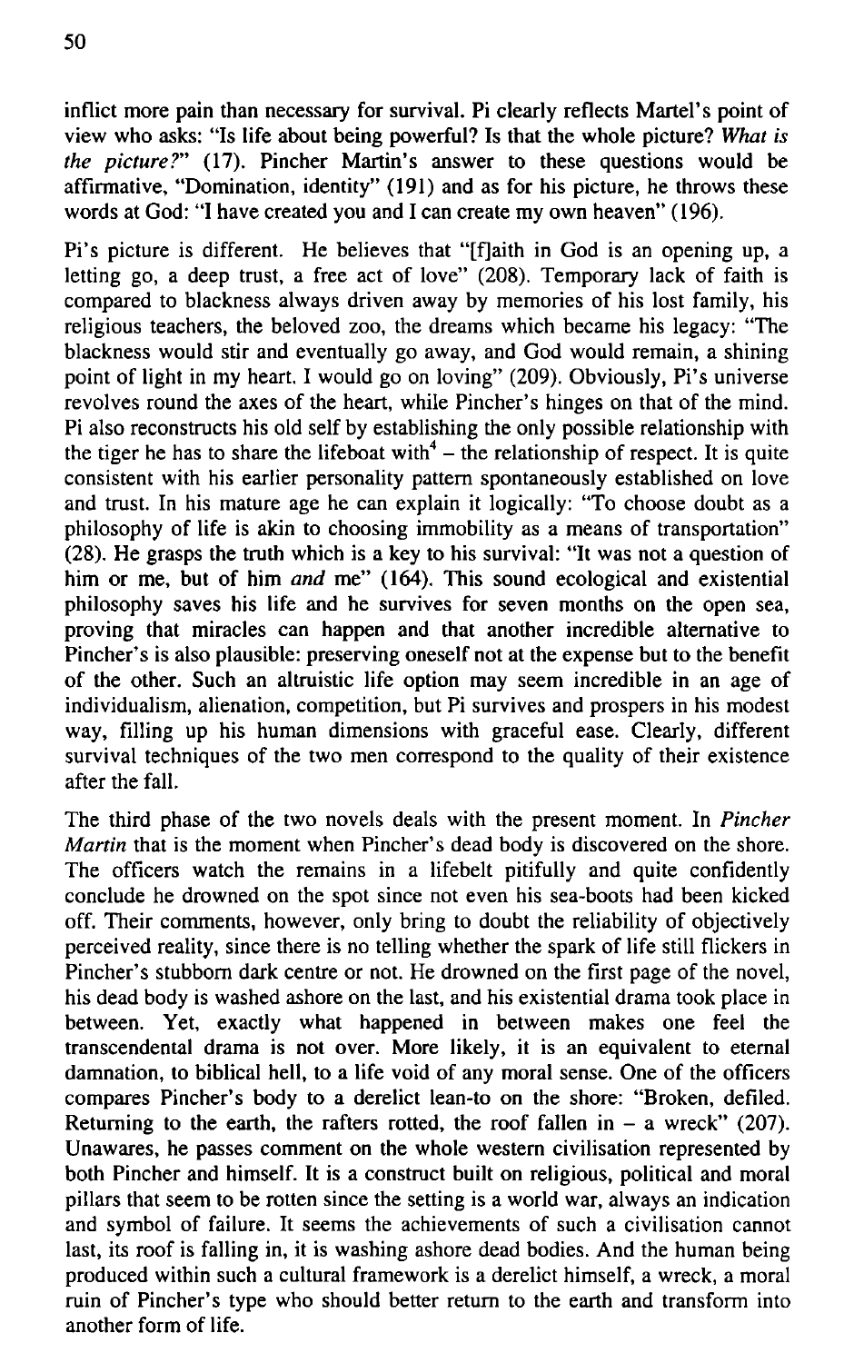inflict more pain than necessary for survival. Pi clearly reflects Martel's point of view who asks: "Is life about being powerful? Is that the whole picture? *What is the picture?*" (17). Pincher Martin's answer to these questions would be affirmative, "Domination, identity" (191) and as for his picture, he throws these words at God: "I have created you and I can create my own heaven" (196).

Pi's picture is different. He believes that "[f]aith in God is an opening up, a letting go, a deep trust, a free act of love" (208). Temporary lack of faith is compared to blackness always driven away by memories of his lost family, his religious teachers, the beloved zoo, the dreams which became his legacy: "The blackness would stir and eventually go away, and God would remain, a shining point of light in my heart. I would go on loving" (209). Obviously, Pi's universe revolves round the axes of the heart, while Pincher's hinges on that of the mind. Pi also reconstructs his old self by establishing the only possible relationship with the tiger he has to share the lifeboat with[4] – the relationship of respect. It is quite consistent with his earlier personality pattern spontaneously established on love and trust. In his mature age he can explain it logically: "To choose doubt as a philosophy of life is akin to choosing immobility as a means of transportation" (28). He grasps the truth which is a key to his survival: "It was not a question of him or me, but of him *and* me" (164). This sound ecological and existential philosophy saves his life and he survives for seven months on the open sea, proving that miracles can happen and that another incredible alternative to Pincher's is also plausible: preserving oneself not at the expense but to the benefit of the other. Such an altruistic life option may seem incredible in an age of individualism, alienation, competition, but Pi survives and prospers in his modest way, filling up his human dimensions with graceful ease. Clearly, different survival techniques of the two men correspond to the quality of their existence after the fall.

The third phase of the two novels deals with the present moment. In *Pincher Martin* that is the moment when Pincher's dead body is discovered on the shore. The officers watch the remains in a lifebelt pitifully and quite confidently conclude he drowned on the spot since not even his sea-boots had been kicked off. Their comments, however, only bring to doubt the reliability of objectively perceived reality, since there is no telling whether the spark of life still flickers in Pincher's stubborn dark centre or not. He drowned on the first page of the novel, his dead body is washed ashore on the last, and his existential drama took place in between. Yet, exactly what happened in between makes one feel the transcendental drama is not over. More likely, it is an equivalent to eternal damnation, to biblical hell, to a life void of any moral sense. One of the officers compares Pincher's body to a derelict lean-to on the shore: "Broken, defiled. Returning to the earth, the rafters rotted, the roof fallen in – a wreck" (207). Unawares, he passes comment on the whole western civilisation represented by both Pincher and himself. It is a construct built on religious, political and moral pillars that seem to be rotten since the setting is a world war, always an indication and symbol of failure. It seems the achievements of such a civilisation cannot last, its roof is falling in, it is washing ashore dead bodies. And the human being produced within such a cultural framework is a derelict himself, a wreck, a moral ruin of Pincher's type who should better return to the earth and transform into another form of life.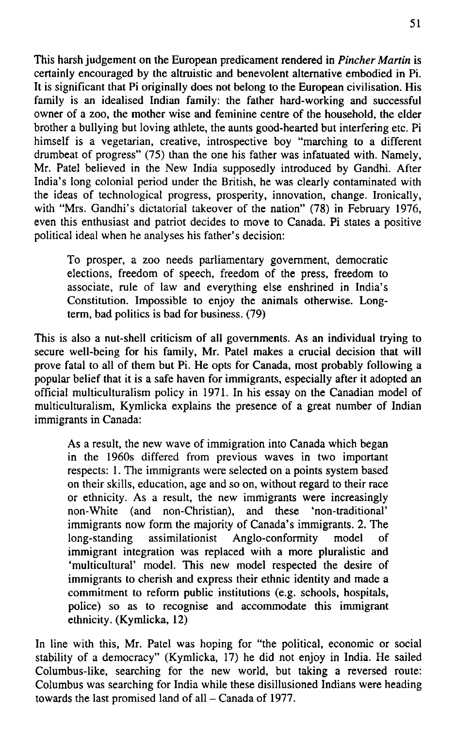This harsh judgement on the European predicament rendered in *Pincher Martin* is certainly encouraged by the altruistic and benevolent alternative embodied in Pi. It is significant that Pi originally does not belong to the European civilisation. His family is an idealised Indian family: the father hard-working and successful owner of a zoo, the mother wise and feminine centre of the household, the elder brother a bullying but loving athlete, the aunts good-hearted but interfering etc. Pi himself is a vegetarian, creative, introspective boy "marching to a different drumbeat of progress" (75) than the one his father was infatuated with. Namely, Mr. Patel believed in the New India supposedly introduced by Gandhi. After India's long colonial period under the British, he was clearly contaminated with the ideas of technological progress, prosperity, innovation, change. Ironically, with "Mrs. Gandhi's dictatorial takeover of the nation" (78) in February 1976, even this enthusiast and patriot decides to move to Canada. Pi states a positive political ideal when he analyses his father's decision:

> To prosper, a zoo needs parliamentary government, democratic elections, freedom of speech, freedom of the press, freedom to associate, rule of law and everything else enshrined in India's Constitution. Impossible to enjoy the animals otherwise. Long-term, bad politics is bad for business. (79)

This is also a nut-shell criticism of all governments. As an individual trying to secure well-being for his family, Mr. Patel makes a crucial decision that will prove fatal to all of them but Pi. He opts for Canada, most probably following a popular belief that it is a safe haven for immigrants, especially after it adopted an official multiculturalism policy in 1971. In his essay on the Canadian model of multiculturalism, Kymlicka explains the presence of a great number of Indian immigrants in Canada:

> As a result, the new wave of immigration into Canada which began in the 1960s differed from previous waves in two important respects: 1. The immigrants were selected on a points system based on their skills, education, age and so on, without regard to their race or ethnicity. As a result, the new immigrants were increasingly non-White (and non-Christian), and these 'non-traditional' immigrants now form the majority of Canada's immigrants. 2. The long-standing assimilationist Anglo-conformity model of immigrant integration was replaced with a more pluralistic and 'multicultural' model. This new model respected the desire of immigrants to cherish and express their ethnic identity and made a commitment to reform public institutions (e.g. schools, hospitals, police) so as to recognise and accommodate this immigrant ethnicity. (Kymlicka, 12)

In line with this, Mr. Patel was hoping for "the political, economic or social stability of a democracy" (Kymlicka, 17) he did not enjoy in India. He sailed Columbus-like, searching for the new world, but taking a reversed route: Columbus was searching for India while these disillusioned Indians were heading towards the last promised land of all – Canada of 1977.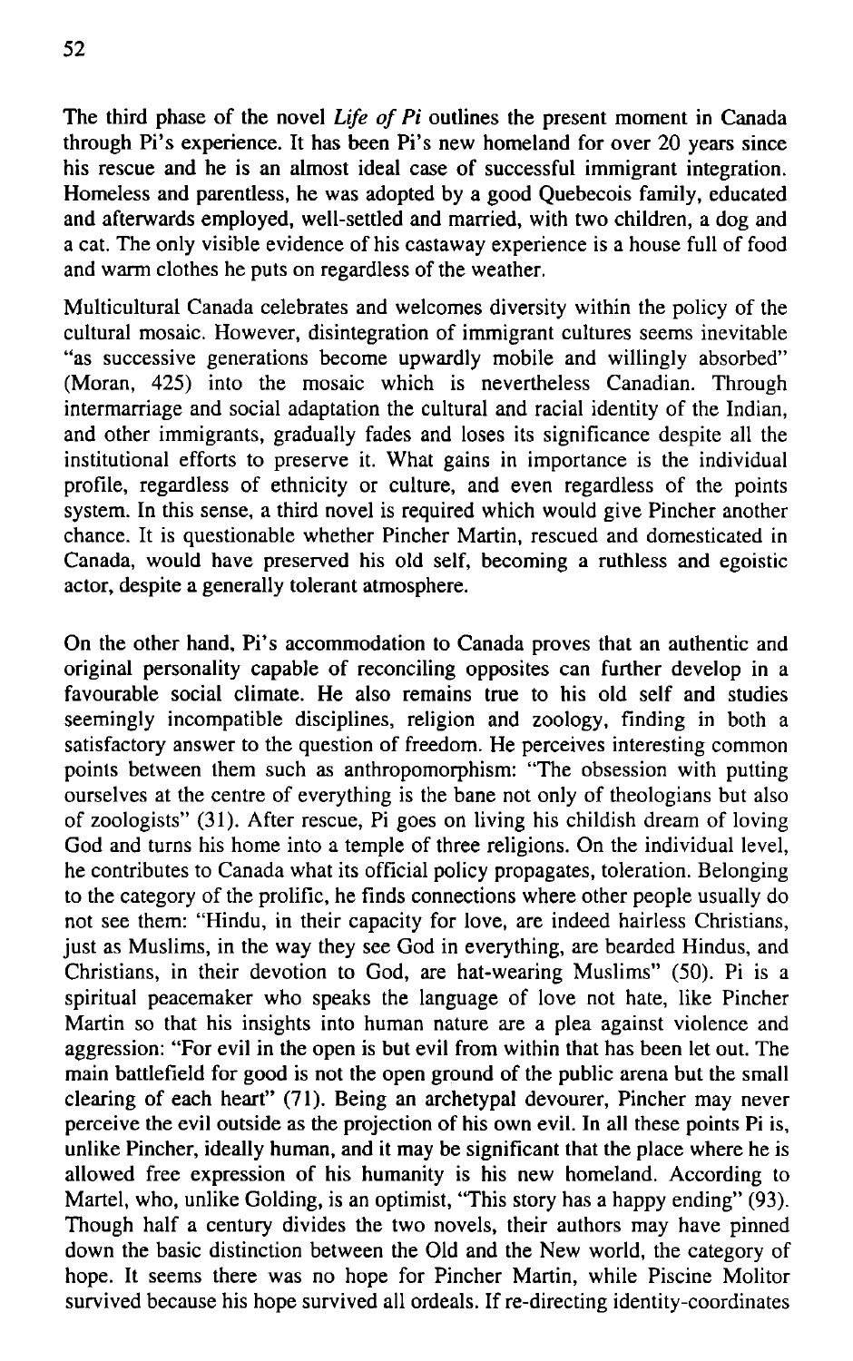The third phase of the novel *Life of Pi* outlines the present moment in Canada through Pi's experience. It has been Pi's new homeland for over 20 years since his rescue and he is an almost ideal case of successful immigrant integration. Homeless and parentless, he was adopted by a good Quebecois family, educated and afterwards employed, well-settled and married, with two children, a dog and a cat. The only visible evidence of his castaway experience is a house full of food and warm clothes he puts on regardless of the weather.

Multicultural Canada celebrates and welcomes diversity within the policy of the cultural mosaic. However, disintegration of immigrant cultures seems inevitable "as successive generations become upwardly mobile and willingly absorbed" (Moran, 425) into the mosaic which is nevertheless Canadian. Through intermarriage and social adaptation the cultural and racial identity of the Indian, and other immigrants, gradually fades and loses its significance despite all the institutional efforts to preserve it. What gains in importance is the individual profile, regardless of ethnicity or culture, and even regardless of the points system. In this sense, a third novel is required which would give Pincher another chance. It is questionable whether Pincher Martin, rescued and domesticated in Canada, would have preserved his old self, becoming a ruthless and egoistic actor, despite a generally tolerant atmosphere.

On the other hand, Pi's accommodation to Canada proves that an authentic and original personality capable of reconciling opposites can further develop in a favourable social climate. He also remains true to his old self and studies seemingly incompatible disciplines, religion and zoology, finding in both a satisfactory answer to the question of freedom. He perceives interesting common points between them such as anthropomorphism: "The obsession with putting ourselves at the centre of everything is the bane not only of theologians but also of zoologists" (31). After rescue, Pi goes on living his childish dream of loving God and turns his home into a temple of three religions. On the individual level, he contributes to Canada what its official policy propagates, toleration. Belonging to the category of the prolific, he finds connections where other people usually do not see them: "Hindu, in their capacity for love, are indeed hairless Christians, just as Muslims, in the way they see God in everything, are bearded Hindus, and Christians, in their devotion to God, are hat-wearing Muslims" (50). Pi is a spiritual peacemaker who speaks the language of love not hate, like Pincher Martin so that his insights into human nature are a plea against violence and aggression: "For evil in the open is but evil from within that has been let out. The main battlefield for good is not the open ground of the public arena but the small clearing of each heart" (71). Being an archetypal devourer, Pincher may never perceive the evil outside as the projection of his own evil. In all these points Pi is, unlike Pincher, ideally human, and it may be significant that the place where he is allowed free expression of his humanity is his new homeland. According to Martel, who, unlike Golding, is an optimist, "This story has a happy ending" (93). Though half a century divides the two novels, their authors may have pinned down the basic distinction between the Old and the New world, the category of hope. It seems there was no hope for Pincher Martin, while Piscine Molitor survived because his hope survived all ordeals. If re-directing identity-coordinates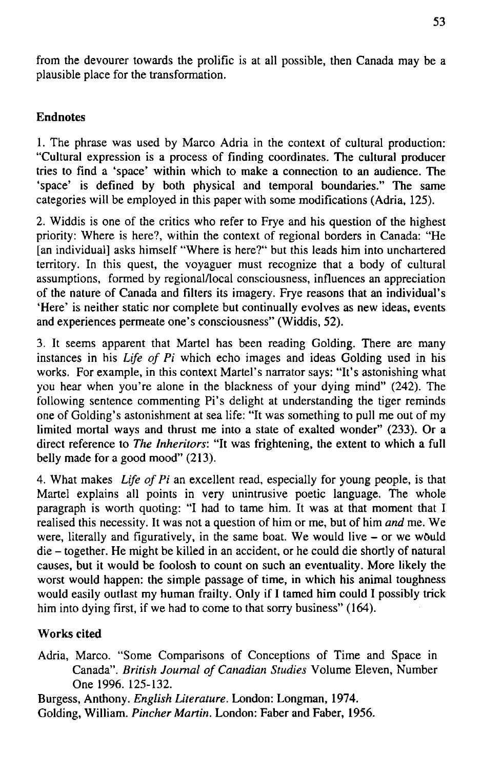from the devourer towards the prolific is at all possible, then Canada may be a plausible place for the transformation.

## Endnotes

1. The phrase was used by Marco Adria in the context of cultural production: "Cultural expression is a process of finding coordinates. The cultural producer tries to find a 'space' within which to make a connection to an audience. The 'space' is defined by both physical and temporal boundaries." The same categories will be employed in this paper with some modifications (Adria, 125).

2. Widdis is one of the critics who refer to Frye and his question of the highest priority: Where is here?, within the context of regional borders in Canada: "He [an individual] asks himself "Where is here?" but this leads him into unchartered territory. In this quest, the voyaguer must recognize that a body of cultural assumptions, formed by regional/local consciousness, influences an appreciation of the nature of Canada and filters its imagery. Frye reasons that an individual's 'Here' is neither static nor complete but continually evolves as new ideas, events and experiences permeate one's consciousness" (Widdis, 52).

3. It seems apparent that Martel has been reading Golding. There are many instances in his *Life of Pi* which echo images and ideas Golding used in his works. For example, in this context Martel's narrator says: "It's astonishing what you hear when you're alone in the blackness of your dying mind" (242). The following sentence commenting Pi's delight at understanding the tiger reminds one of Golding's astonishment at sea life: "It was something to pull me out of my limited mortal ways and thrust me into a state of exalted wonder" (233). Or a direct reference to *The Inheritors*: "It was frightening, the extent to which a full belly made for a good mood" (213).

4. What makes *Life of Pi* an excellent read, especially for young people, is that Martel explains all points in very unintrusive poetic language. The whole paragraph is worth quoting: "I had to tame him. It was at that moment that I realised this necessity. It was not a question of him or me, but of him *and* me. We were, literally and figuratively, in the same boat. We would live – or we would die – together. He might be killed in an accident, or he could die shortly of natural causes, but it would be foolosh to count on such an eventuality. More likely the worst would happen: the simple passage of time, in which his animal toughness would easily outlast my human frailty. Only if I tamed him could I possibly trick him into dying first, if we had to come to that sorry business" (164).

## Works cited

Adria, Marco. "Some Comparisons of Conceptions of Time and Space in Canada". *British Journal of Canadian Studies* Volume Eleven, Number One 1996. 125-132.

Burgess, Anthony. *English Literature*. London: Longman, 1974.

Golding, William. *Pincher Martin*. London: Faber and Faber, 1956.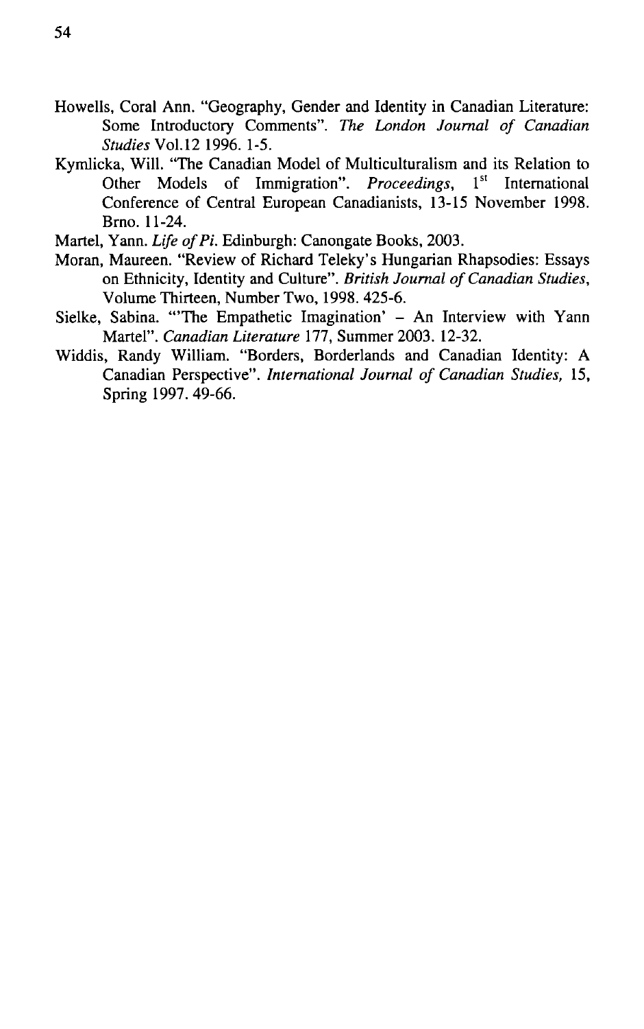Howells, Coral Ann. "Geography, Gender and Identity in Canadian Literature: Some Introductory Comments". *The London Journal of Canadian Studies* Vol.12 1996. 1-5.

Kymlicka, Will. "The Canadian Model of Multiculturalism and its Relation to Other Models of Immigration". *Proceedings*, 1st International Conference of Central European Canadianists, 13-15 November 1998. Brno. 11-24.

Martel, Yann. *Life of Pi*. Edinburgh: Canongate Books, 2003.

Moran, Maureen. "Review of Richard Teleky's Hungarian Rhapsodies: Essays on Ethnicity, Identity and Culture". *British Journal of Canadian Studies*, Volume Thirteen, Number Two, 1998. 425-6.

Sielke, Sabina. "'The Empathetic Imagination' – An Interview with Yann Martel". *Canadian Literature* 177, Summer 2003. 12-32.

Widdis, Randy William. "Borders, Borderlands and Canadian Identity: A Canadian Perspective". *International Journal of Canadian Studies*, 15, Spring 1997. 49-66.